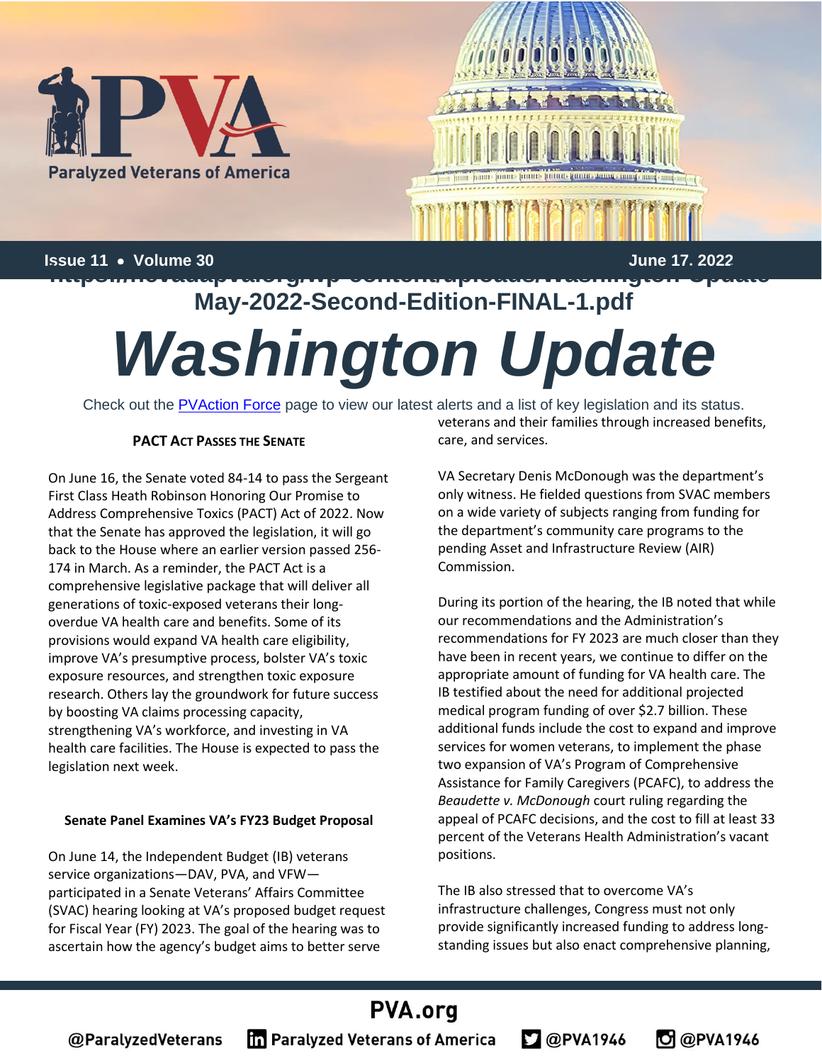Paralyzed Veterans of America

Issue 11 • Volume 30 June 17. 2022

https://nevadapva.org/wp-content/uploads/Washington-Update-May-2022-Second-Edition-FINAL-1.pdf

# Washington Update

Check out the PVAction Force page to view our latest alerts and a list of key legislation and its status.

### PACT Act Passes the Senate

On June 16, the Senate voted 84-14 to pass the Sergeant First Class Heath Robinson Honoring Our Promise to Address Comprehensive Toxics (PACT) Act of 2022. Now that the Senate has approved the legislation, it will go back to the House where an earlier version passed 256-174 in March. As a reminder, the PACT Act is a comprehensive legislative package that will deliver all generations of toxic-exposed veterans their long-overdue VA health care and benefits. Some of its provisions would expand VA health care eligibility, improve VA's presumptive process, bolster VA's toxic exposure resources, and strengthen toxic exposure research. Others lay the groundwork for future success by boosting VA claims processing capacity, strengthening VA's workforce, and investing in VA health care facilities. The House is expected to pass the legislation next week.

### Senate Panel Examines VA's FY23 Budget Proposal

On June 14, the Independent Budget (IB) veterans service organizations—DAV, PVA, and VFW—participated in a Senate Veterans' Affairs Committee (SVAC) hearing looking at VA's proposed budget request for Fiscal Year (FY) 2023. The goal of the hearing was to ascertain how the agency's budget aims to better serve veterans and their families through increased benefits, care, and services.

VA Secretary Denis McDonough was the department's only witness. He fielded questions from SVAC members on a wide variety of subjects ranging from funding for the department's community care programs to the pending Asset and Infrastructure Review (AIR) Commission.

During its portion of the hearing, the IB noted that while our recommendations and the Administration's recommendations for FY 2023 are much closer than they have been in recent years, we continue to differ on the appropriate amount of funding for VA health care. The IB testified about the need for additional projected medical program funding of over $2.7 billion. These additional funds include the cost to expand and improve services for women veterans, to implement the phase two expansion of VA's Program of Comprehensive Assistance for Family Caregivers (PCAFC), to address the *Beaudette v. McDonough* court ruling regarding the appeal of PCAFC decisions, and the cost to fill at least 33 percent of the Veterans Health Administration's vacant positions.

The IB also stressed that to overcome VA's infrastructure challenges, Congress must not only provide significantly increased funding to address long-standing issues but also enact comprehensive planning,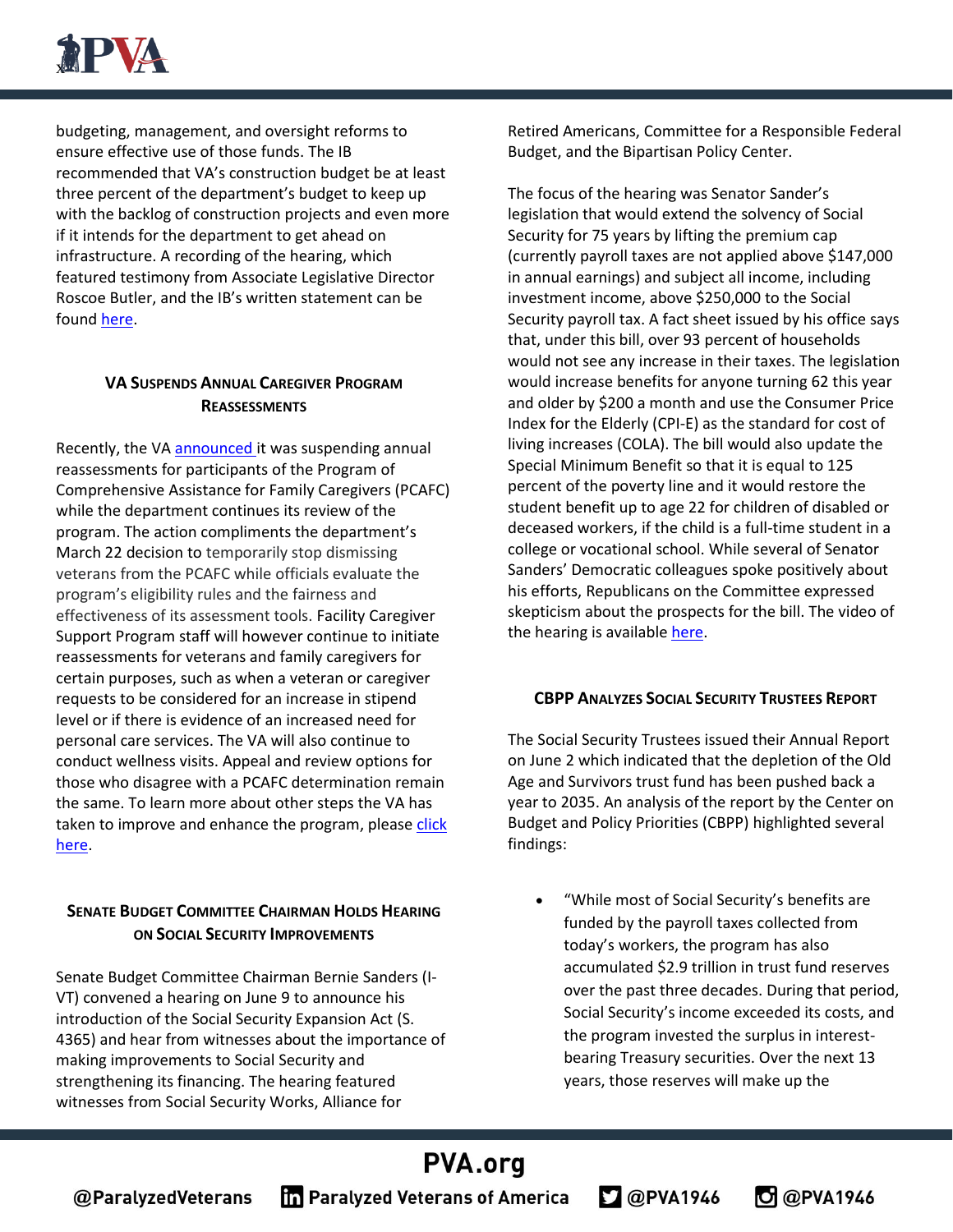budgeting, management, and oversight reforms to ensure effective use of those funds. The IB recommended that VA's construction budget be at least three percent of the department's budget to keep up with the backlog of construction projects and even more if it intends for the department to get ahead on infrastructure. A recording of the hearing, which featured testimony from Associate Legislative Director Roscoe Butler, and the IB's written statement can be found here.

### VA Suspends Annual Caregiver Program Reassessments

Recently, the VA announced it was suspending annual reassessments for participants of the Program of Comprehensive Assistance for Family Caregivers (PCAFC) while the department continues its review of the program. The action compliments the department's March 22 decision to temporarily stop dismissing veterans from the PCAFC while officials evaluate the program's eligibility rules and the fairness and effectiveness of its assessment tools. Facility Caregiver Support Program staff will however continue to initiate reassessments for veterans and family caregivers for certain purposes, such as when a veteran or caregiver requests to be considered for an increase in stipend level or if there is evidence of an increased need for personal care services. The VA will also continue to conduct wellness visits. Appeal and review options for those who disagree with a PCAFC determination remain the same. To learn more about other steps the VA has taken to improve and enhance the program, please click here.

### Senate Budget Committee Chairman Holds Hearing on Social Security Improvements

Senate Budget Committee Chairman Bernie Sanders (I-VT) convened a hearing on June 9 to announce his introduction of the Social Security Expansion Act (S. 4365) and hear from witnesses about the importance of making improvements to Social Security and strengthening its financing. The hearing featured witnesses from Social Security Works, Alliance for Retired Americans, Committee for a Responsible Federal Budget, and the Bipartisan Policy Center.

The focus of the hearing was Senator Sander's legislation that would extend the solvency of Social Security for 75 years by lifting the premium cap (currently payroll taxes are not applied above $147,000 in annual earnings) and subject all income, including investment income, above $250,000 to the Social Security payroll tax. A fact sheet issued by his office says that, under this bill, over 93 percent of households would not see any increase in their taxes. The legislation would increase benefits for anyone turning 62 this year and older by $200 a month and use the Consumer Price Index for the Elderly (CPI-E) as the standard for cost of living increases (COLA). The bill would also update the Special Minimum Benefit so that it is equal to 125 percent of the poverty line and it would restore the student benefit up to age 22 for children of disabled or deceased workers, if the child is a full-time student in a college or vocational school. While several of Senator Sanders' Democratic colleagues spoke positively about his efforts, Republicans on the Committee expressed skepticism about the prospects for the bill. The video of the hearing is available here.

### CBPP Analyzes Social Security Trustees Report

The Social Security Trustees issued their Annual Report on June 2 which indicated that the depletion of the Old Age and Survivors trust fund has been pushed back a year to 2035. An analysis of the report by the Center on Budget and Policy Priorities (CBPP) highlighted several findings:

- "While most of Social Security's benefits are funded by the payroll taxes collected from today's workers, the program has also accumulated $2.9 trillion in trust fund reserves over the past three decades. During that period, Social Security's income exceeded its costs, and the program invested the surplus in interest-bearing Treasury securities. Over the next 13 years, those reserves will make up the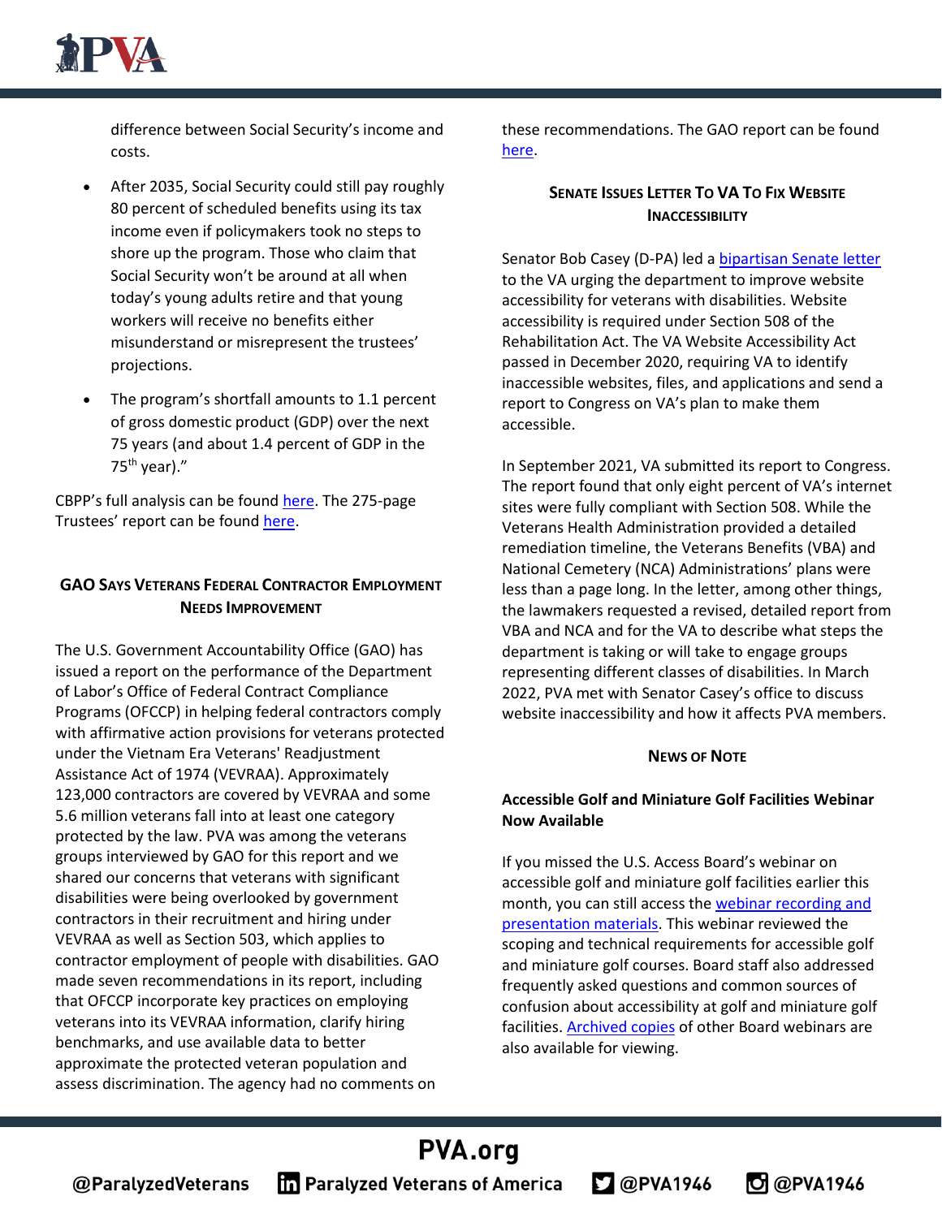difference between Social Security's income and costs.

- After 2035, Social Security could still pay roughly 80 percent of scheduled benefits using its tax income even if policymakers took no steps to shore up the program. Those who claim that Social Security won't be around at all when today's young adults retire and that young workers will receive no benefits either misunderstand or misrepresent the trustees' projections.
- The program's shortfall amounts to 1.1 percent of gross domestic product (GDP) over the next 75 years (and about 1.4 percent of GDP in the 75th year)."

CBPP's full analysis can be found here. The 275-page Trustees' report can be found here.

## GAO Says Veterans Federal Contractor Employment Needs Improvement

The U.S. Government Accountability Office (GAO) has issued a report on the performance of the Department of Labor's Office of Federal Contract Compliance Programs (OFCCP) in helping federal contractors comply with affirmative action provisions for veterans protected under the Vietnam Era Veterans' Readjustment Assistance Act of 1974 (VEVRAA). Approximately 123,000 contractors are covered by VEVRAA and some 5.6 million veterans fall into at least one category protected by the law. PVA was among the veterans groups interviewed by GAO for this report and we shared our concerns that veterans with significant disabilities were being overlooked by government contractors in their recruitment and hiring under VEVRAA as well as Section 503, which applies to contractor employment of people with disabilities. GAO made seven recommendations in its report, including that OFCCP incorporate key practices on employing veterans into its VEVRAA information, clarify hiring benchmarks, and use available data to better approximate the protected veteran population and assess discrimination. The agency had no comments on these recommendations. The GAO report can be found here.

## Senate Issues Letter To VA To Fix Website Inaccessibility

Senator Bob Casey (D-PA) led a bipartisan Senate letter to the VA urging the department to improve website accessibility for veterans with disabilities. Website accessibility is required under Section 508 of the Rehabilitation Act. The VA Website Accessibility Act passed in December 2020, requiring VA to identify inaccessible websites, files, and applications and send a report to Congress on VA's plan to make them accessible.

In September 2021, VA submitted its report to Congress. The report found that only eight percent of VA's internet sites were fully compliant with Section 508. While the Veterans Health Administration provided a detailed remediation timeline, the Veterans Benefits (VBA) and National Cemetery (NCA) Administrations' plans were less than a page long. In the letter, among other things, the lawmakers requested a revised, detailed report from VBA and NCA and for the VA to describe what steps the department is taking or will take to engage groups representing different classes of disabilities. In March 2022, PVA met with Senator Casey's office to discuss website inaccessibility and how it affects PVA members.

## News of Note

**Accessible Golf and Miniature Golf Facilities Webinar Now Available**

If you missed the U.S. Access Board's webinar on accessible golf and miniature golf facilities earlier this month, you can still access the webinar recording and presentation materials. This webinar reviewed the scoping and technical requirements for accessible golf and miniature golf courses. Board staff also addressed frequently asked questions and common sources of confusion about accessibility at golf and miniature golf facilities. Archived copies of other Board webinars are also available for viewing.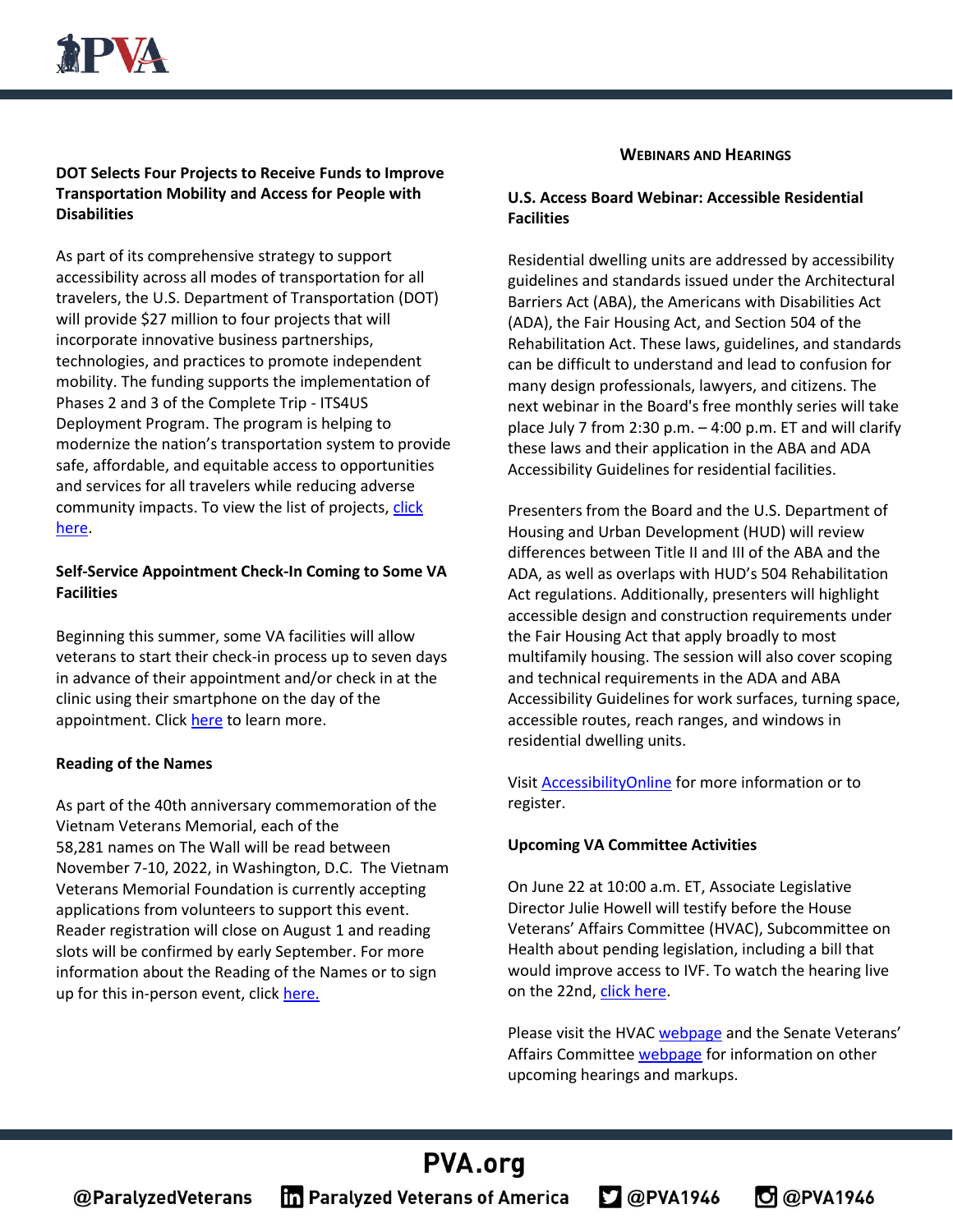**DOT Selects Four Projects to Receive Funds to Improve Transportation Mobility and Access for People with Disabilities**

As part of its comprehensive strategy to support accessibility across all modes of transportation for all travelers, the U.S. Department of Transportation (DOT) will provide $27 million to four projects that will incorporate innovative business partnerships, technologies, and practices to promote independent mobility. The funding supports the implementation of Phases 2 and 3 of the Complete Trip - ITS4US Deployment Program. The program is helping to modernize the nation's transportation system to provide safe, affordable, and equitable access to opportunities and services for all travelers while reducing adverse community impacts. To view the list of projects, click here.

**Self-Service Appointment Check-In Coming to Some VA Facilities**

Beginning this summer, some VA facilities will allow veterans to start their check-in process up to seven days in advance of their appointment and/or check in at the clinic using their smartphone on the day of the appointment. Click here to learn more.

**Reading of the Names**

As part of the 40th anniversary commemoration of the Vietnam Veterans Memorial, each of the 58,281 names on The Wall will be read between November 7-10, 2022, in Washington, D.C. The Vietnam Veterans Memorial Foundation is currently accepting applications from volunteers to support this event. Reader registration will close on August 1 and reading slots will be confirmed by early September. For more information about the Reading of the Names or to sign up for this in-person event, click here.

## WEBINARS AND HEARINGS

**U.S. Access Board Webinar: Accessible Residential Facilities**

Residential dwelling units are addressed by accessibility guidelines and standards issued under the Architectural Barriers Act (ABA), the Americans with Disabilities Act (ADA), the Fair Housing Act, and Section 504 of the Rehabilitation Act. These laws, guidelines, and standards can be difficult to understand and lead to confusion for many design professionals, lawyers, and citizens. The next webinar in the Board's free monthly series will take place July 7 from 2:30 p.m. – 4:00 p.m. ET and will clarify these laws and their application in the ABA and ADA Accessibility Guidelines for residential facilities.

Presenters from the Board and the U.S. Department of Housing and Urban Development (HUD) will review differences between Title II and III of the ABA and the ADA, as well as overlaps with HUD's 504 Rehabilitation Act regulations. Additionally, presenters will highlight accessible design and construction requirements under the Fair Housing Act that apply broadly to most multifamily housing. The session will also cover scoping and technical requirements in the ADA and ABA Accessibility Guidelines for work surfaces, turning space, accessible routes, reach ranges, and windows in residential dwelling units.

Visit AccessibilityOnline for more information or to register.

**Upcoming VA Committee Activities**

On June 22 at 10:00 a.m. ET, Associate Legislative Director Julie Howell will testify before the House Veterans' Affairs Committee (HVAC), Subcommittee on Health about pending legislation, including a bill that would improve access to IVF. To watch the hearing live on the 22nd, click here.

Please visit the HVAC webpage and the Senate Veterans' Affairs Committee webpage for information on other upcoming hearings and markups.